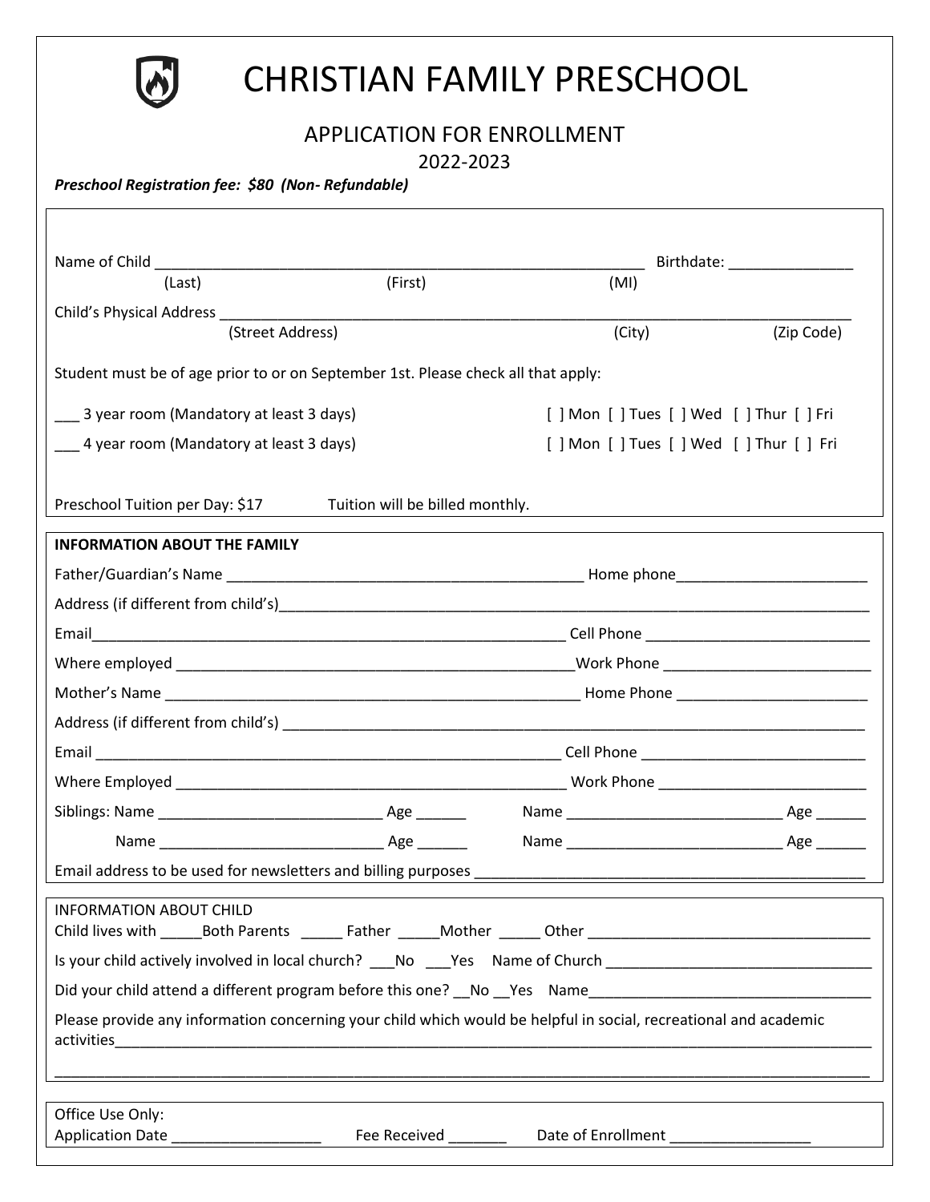# CHRISTIAN FAMILY PRESCHOOL

## APPLICATION FOR ENROLLMENT

2022-2023

***Preschool Registration fee: $80 (Non- Refundable)***

Name of Child ____________________________________________________________ Birthdate: _______________
(Last) (First) (MI)

Child's Physical Address _____________________________________________________________________________
(Street Address) (City) (Zip Code)

Student must be of age prior to or on September 1st. Please check all that apply:

___ 3 year room (Mandatory at least 3 days) [ ] Mon [ ] Tues [ ] Wed [ ] Thur [ ] Fri

___ 4 year room (Mandatory at least 3 days) [ ] Mon [ ] Tues [ ] Wed [ ] Thur [ ] Fri

Preschool Tuition per Day: $17 Tuition will be billed monthly.

**INFORMATION ABOUT THE FAMILY**

Father/Guardian's Name ____________________________________________ Home phone________________________

Address (if different from child's)_______________________________________________________________________

Email___________________________________________________________ Cell Phone ____________________________

Where employed _________________________________________________Work Phone __________________________

Mother's Name ___________________________________________________ Home Phone ________________________

Address (if different from child's) ______________________________________________________________________

Email ___________________________________________________________ Cell Phone ____________________________

Where Employed _________________________________________________ Work Phone __________________________

Siblings: Name ____________________________ Age ______ Name ___________________________ Age ______

Name ____________________________ Age ______ Name ___________________________ Age ______

Email address to be used for newsletters and billing purposes _________________________________________________

INFORMATION ABOUT CHILD

Child lives with _____Both Parents _____ Father _____Mother _____ Other ___________________________________

Is your child actively involved in local church? ___No ___Yes Name of Church _________________________________

Did your child attend a different program before this one? __No __Yes Name___________________________________

Please provide any information concerning your child which would be helpful in social, recreational and academic activities___________________________________________________________________________________________

____________________________________________________________________________________________________

Office Use Only:
Application Date __________________ Fee Received _______ Date of Enrollment _________________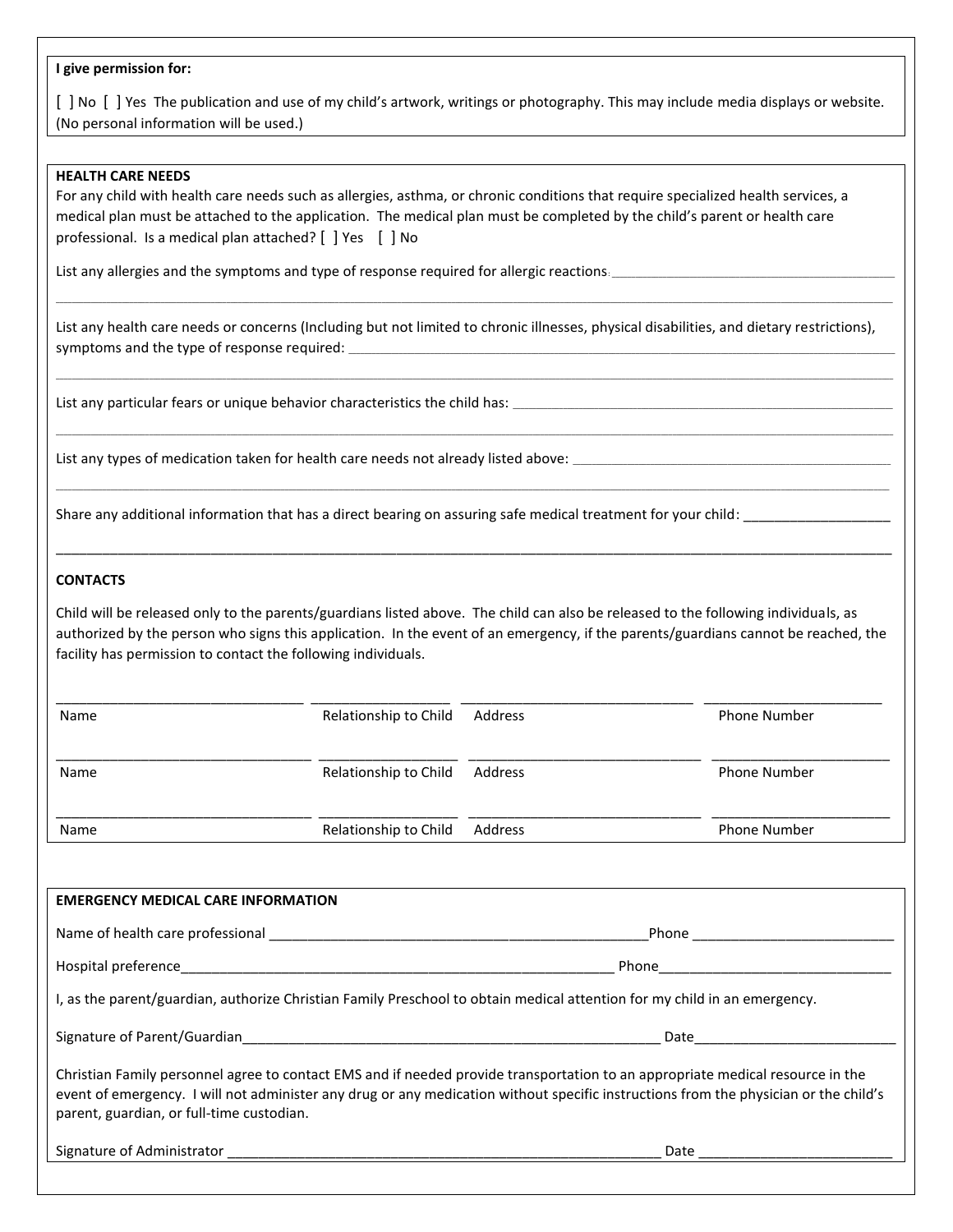**I give permission for:**

[ ] No [ ] Yes The publication and use of my child's artwork, writings or photography. This may include media displays or website. (No personal information will be used.)

**HEALTH CARE NEEDS**

For any child with health care needs such as allergies, asthma, or chronic conditions that require specialized health services, a medical plan must be attached to the application. The medical plan must be completed by the child's parent or health care professional. Is a medical plan attached? [ ] Yes [ ] No

List any allergies and the symptoms and type of response required for allergic reactions: ______________________________

______________________________________________________________________________

List any health care needs or concerns (Including but not limited to chronic illnesses, physical disabilities, and dietary restrictions), symptoms and the type of response required: ______________________________

______________________________________________________________________________

List any particular fears or unique behavior characteristics the child has: ______________________________

______________________________________________________________________________

List any types of medication taken for health care needs not already listed above: ______________________________

______________________________________________________________________________

Share any additional information that has a direct bearing on assuring safe medical treatment for your child: ___________________

______________________________________________________________________________

**CONTACTS**

Child will be released only to the parents/guardians listed above. The child can also be released to the following individuals, as authorized by the person who signs this application. In the event of an emergency, if the parents/guardians cannot be reached, the facility has permission to contact the following individuals.

| Name | Relationship to Child | Address | Phone Number |
|---|---|---|---|
| | | | |
| | | | |
| | | | |

**EMERGENCY MEDICAL CARE INFORMATION**

Name of health care professional ______________________________ Phone ______________________

Hospital preference______________________________ Phone______________________

I, as the parent/guardian, authorize Christian Family Preschool to obtain medical attention for my child in an emergency.

Signature of Parent/Guardian______________________________ Date______________________

Christian Family personnel agree to contact EMS and if needed provide transportation to an appropriate medical resource in the event of emergency. I will not administer any drug or any medication without specific instructions from the physician or the child's parent, guardian, or full-time custodian.

Signature of Administrator ______________________________ Date ______________________